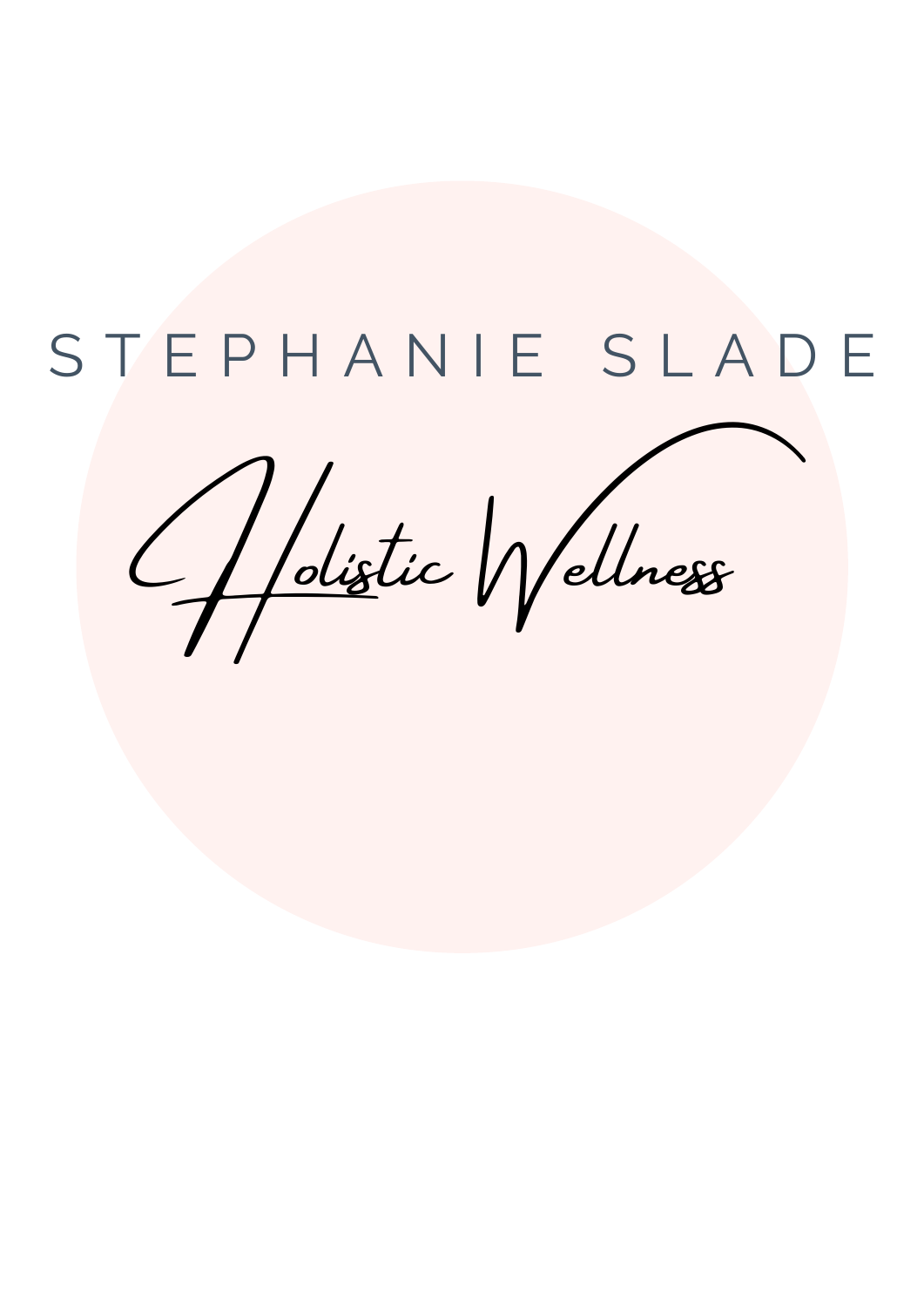# STEPHANIE SLADE

## *Holistic Wellness*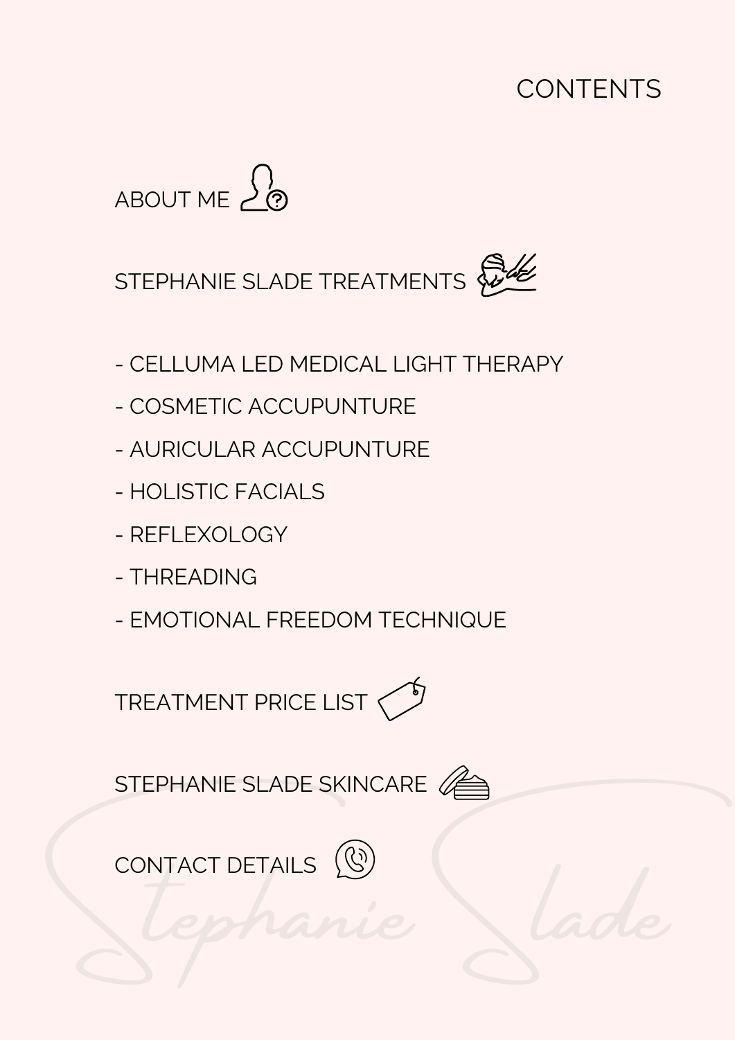# CONTENTS

ABOUT ME

STEPHANIE SLADE TREATMENTS

- CELLUMA LED MEDICAL LIGHT THERAPY
- COSMETIC ACCUPUNTURE
- AURICULAR ACCUPUNTURE
- HOLISTIC FACIALS
- REFLEXOLOGY
- THREADING
- EMOTIONAL FREEDOM TECHNIQUE

TREATMENT PRICE LIST

STEPHANIE SLADE SKINCARE

CONTACT DETAILS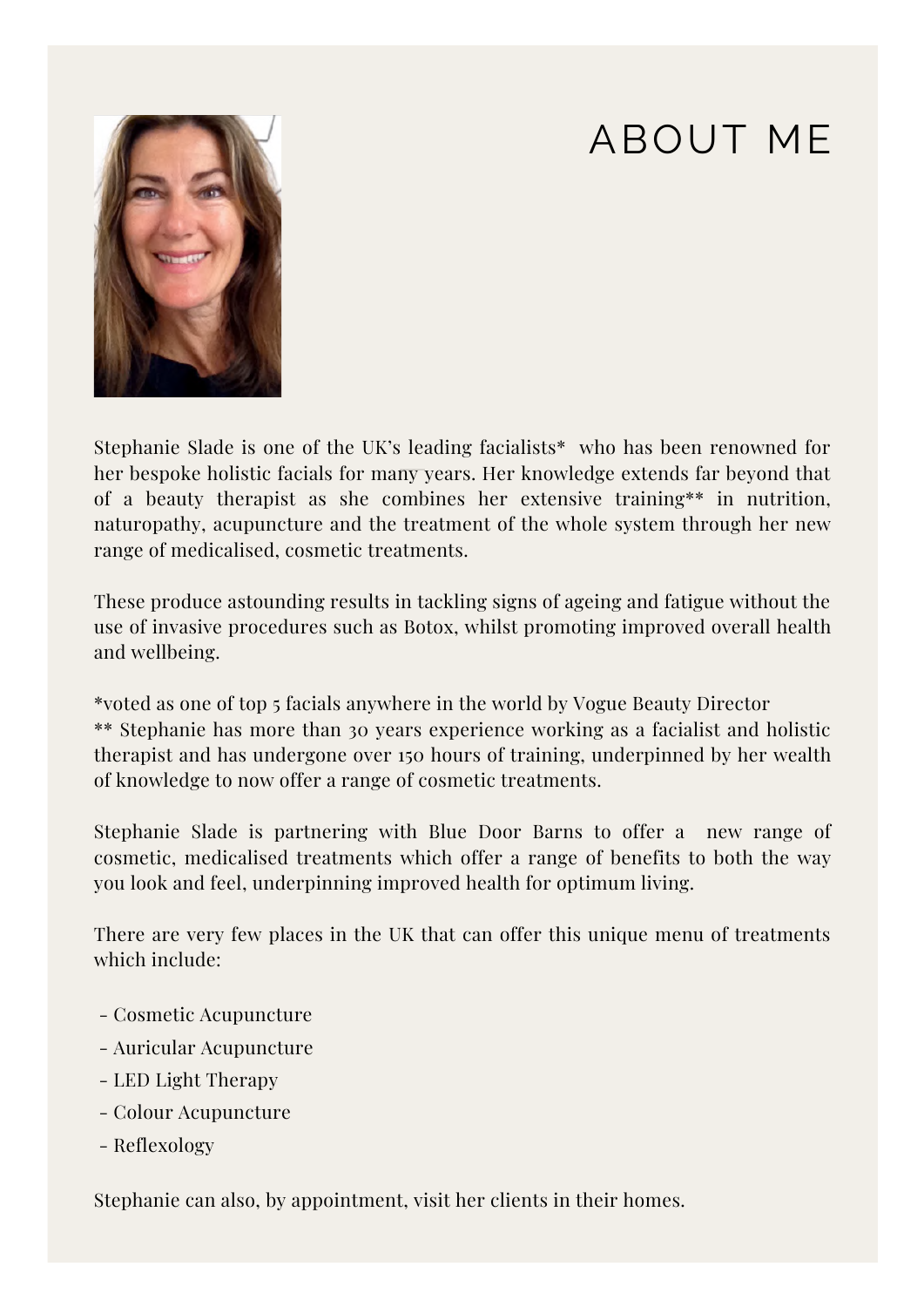# ABOUT ME

Stephanie Slade is one of the UK's leading facialists* who has been renowned for her bespoke holistic facials for many years. Her knowledge extends far beyond that of a beauty therapist as she combines her extensive training** in nutrition, naturopathy, acupuncture and the treatment of the whole system through her new range of medicalised, cosmetic treatments.

These produce astounding results in tackling signs of ageing and fatigue without the use of invasive procedures such as Botox, whilst promoting improved overall health and wellbeing.

*voted as one of top 5 facials anywhere in the world by Vogue Beauty Director
** Stephanie has more than 30 years experience working as a facialist and holistic therapist and has undergone over 150 hours of training, underpinned by her wealth of knowledge to now offer a range of cosmetic treatments.

Stephanie Slade is partnering with Blue Door Barns to offer a new range of cosmetic, medicalised treatments which offer a range of benefits to both the way you look and feel, underpinning improved health for optimum living.

There are very few places in the UK that can offer this unique menu of treatments which include:

- Cosmetic Acupuncture
- Auricular Acupuncture
- LED Light Therapy
- Colour Acupuncture
- Reflexology

Stephanie can also, by appointment, visit her clients in their homes.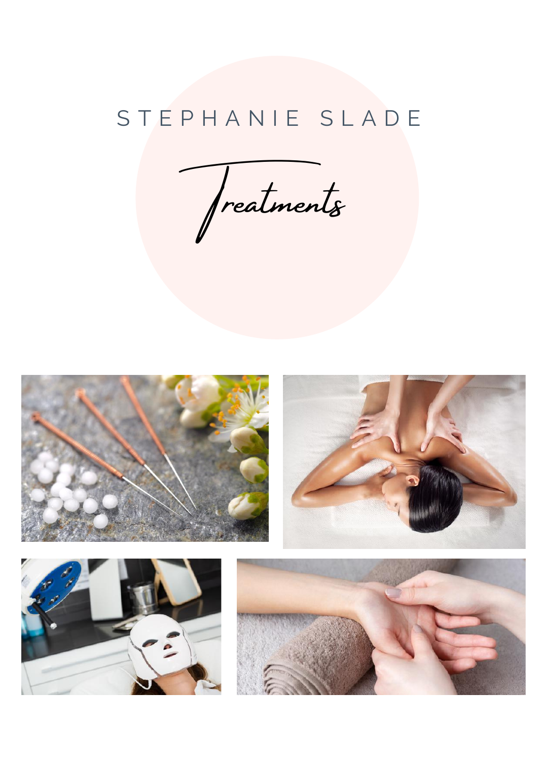STEPHANIE SLADE

# Treatments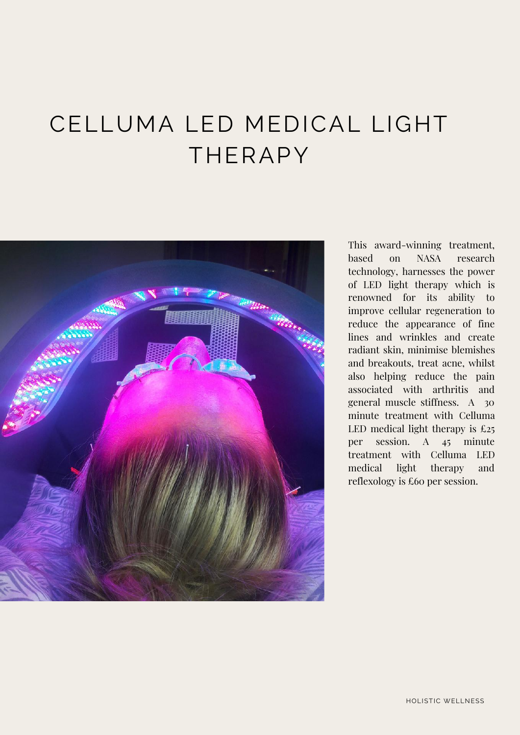# CELLUMA LED MEDICAL LIGHT THERAPY

This award-winning treatment, based on NASA research technology, harnesses the power of LED light therapy which is renowned for its ability to improve cellular regeneration to reduce the appearance of fine lines and wrinkles and create radiant skin, minimise blemishes and breakouts, treat acne, whilst also helping reduce the pain associated with arthritis and general muscle stiffness. A 30 minute treatment with Celluma LED medical light therapy is £25 per session. A 45 minute treatment with Celluma LED medical light therapy and reflexology is £60 per session.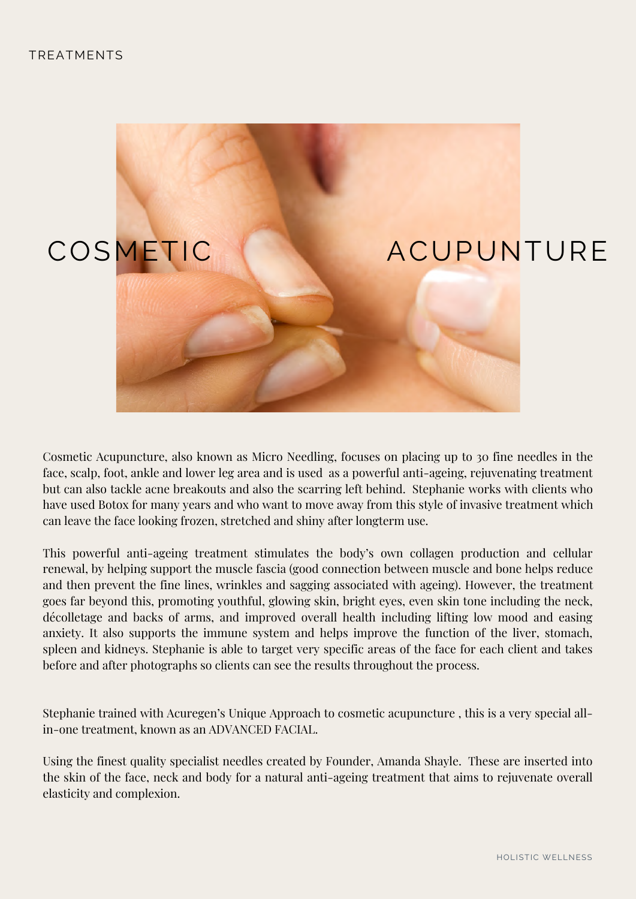TREATMENTS

# COSMETIC ACUPUNTURE

Cosmetic Acupuncture, also known as Micro Needling, focuses on placing up to 30 fine needles in the face, scalp, foot, ankle and lower leg area and is used as a powerful anti-ageing, rejuvenating treatment but can also tackle acne breakouts and also the scarring left behind. Stephanie works with clients who have used Botox for many years and who want to move away from this style of invasive treatment which can leave the face looking frozen, stretched and shiny after longterm use.

This powerful anti-ageing treatment stimulates the body's own collagen production and cellular renewal, by helping support the muscle fascia (good connection between muscle and bone helps reduce and then prevent the fine lines, wrinkles and sagging associated with ageing). However, the treatment goes far beyond this, promoting youthful, glowing skin, bright eyes, even skin tone including the neck, décolletage and backs of arms, and improved overall health including lifting low mood and easing anxiety. It also supports the immune system and helps improve the function of the liver, stomach, spleen and kidneys. Stephanie is able to target very specific areas of the face for each client and takes before and after photographs so clients can see the results throughout the process.

Stephanie trained with Acuregen's Unique Approach to cosmetic acupuncture , this is a very special all-in-one treatment, known as an ADVANCED FACIAL.

Using the finest quality specialist needles created by Founder, Amanda Shayle. These are inserted into the skin of the face, neck and body for a natural anti-ageing treatment that aims to rejuvenate overall elasticity and complexion.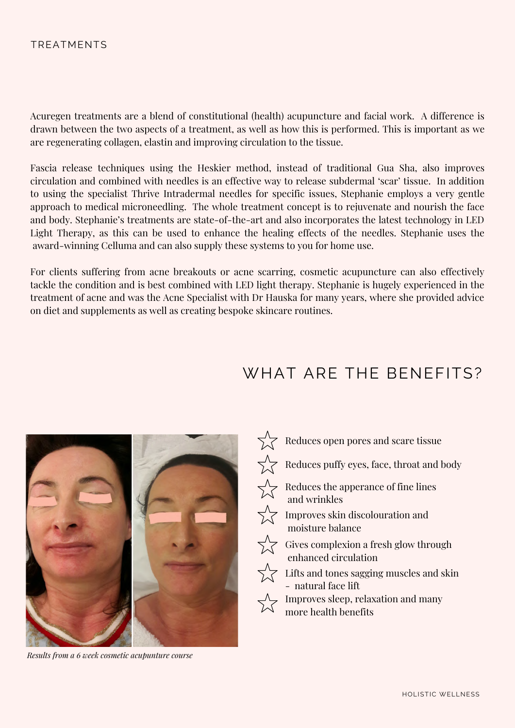TREATMENTS

Acuregen treatments are a blend of constitutional (health) acupuncture and facial work. A difference is drawn between the two aspects of a treatment, as well as how this is performed. This is important as we are regenerating collagen, elastin and improving circulation to the tissue.

Fascia release techniques using the Heskier method, instead of traditional Gua Sha, also improves circulation and combined with needles is an effective way to release subdermal 'scar' tissue. In addition to using the specialist Thrive Intradermal needles for specific issues, Stephanie employs a very gentle approach to medical microneedling. The whole treatment concept is to rejuvenate and nourish the face and body. Stephanie's treatments are state-of-the-art and also incorporates the latest technology in LED Light Therapy, as this can be used to enhance the healing effects of the needles. Stephanie uses the award-winning Celluma and can also supply these systems to you for home use.

For clients suffering from acne breakouts or acne scarring, cosmetic acupuncture can also effectively tackle the condition and is best combined with LED light therapy. Stephanie is hugely experienced in the treatment of acne and was the Acne Specialist with Dr Hauska for many years, where she provided advice on diet and supplements as well as creating bespoke skincare routines.

## WHAT ARE THE BENEFITS?

*Results from a 6 week cosmetic acupunture course*

- Reduces open pores and scare tissue
- Reduces puffy eyes, face, throat and body
- Reduces the apperance of fine lines and wrinkles
- Improves skin discolouration and moisture balance
- Gives complexion a fresh glow through enhanced circulation
- Lifts and tones sagging muscles and skin - natural face lift
- Improves sleep, relaxation and many more health benefits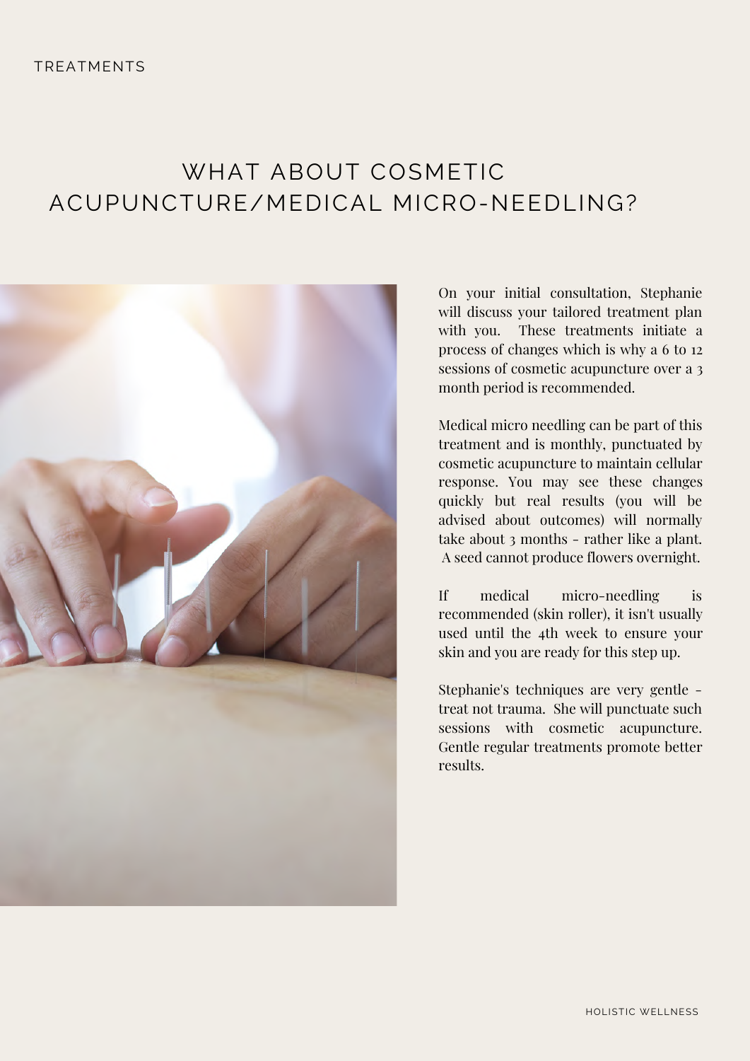# WHAT ABOUT COSMETIC ACUPUNCTURE/MEDICAL MICRO-NEEDLING?

On your initial consultation, Stephanie will discuss your tailored treatment plan with you. These treatments initiate a process of changes which is why a 6 to 12 sessions of cosmetic acupuncture over a 3 month period is recommended.

Medical micro needling can be part of this treatment and is monthly, punctuated by cosmetic acupuncture to maintain cellular response. You may see these changes quickly but real results (you will be advised about outcomes) will normally take about 3 months - rather like a plant. A seed cannot produce flowers overnight.

If medical micro-needling is recommended (skin roller), it isn't usually used until the 4th week to ensure your skin and you are ready for this step up.

Stephanie's techniques are very gentle - treat not trauma. She will punctuate such sessions with cosmetic acupuncture. Gentle regular treatments promote better results.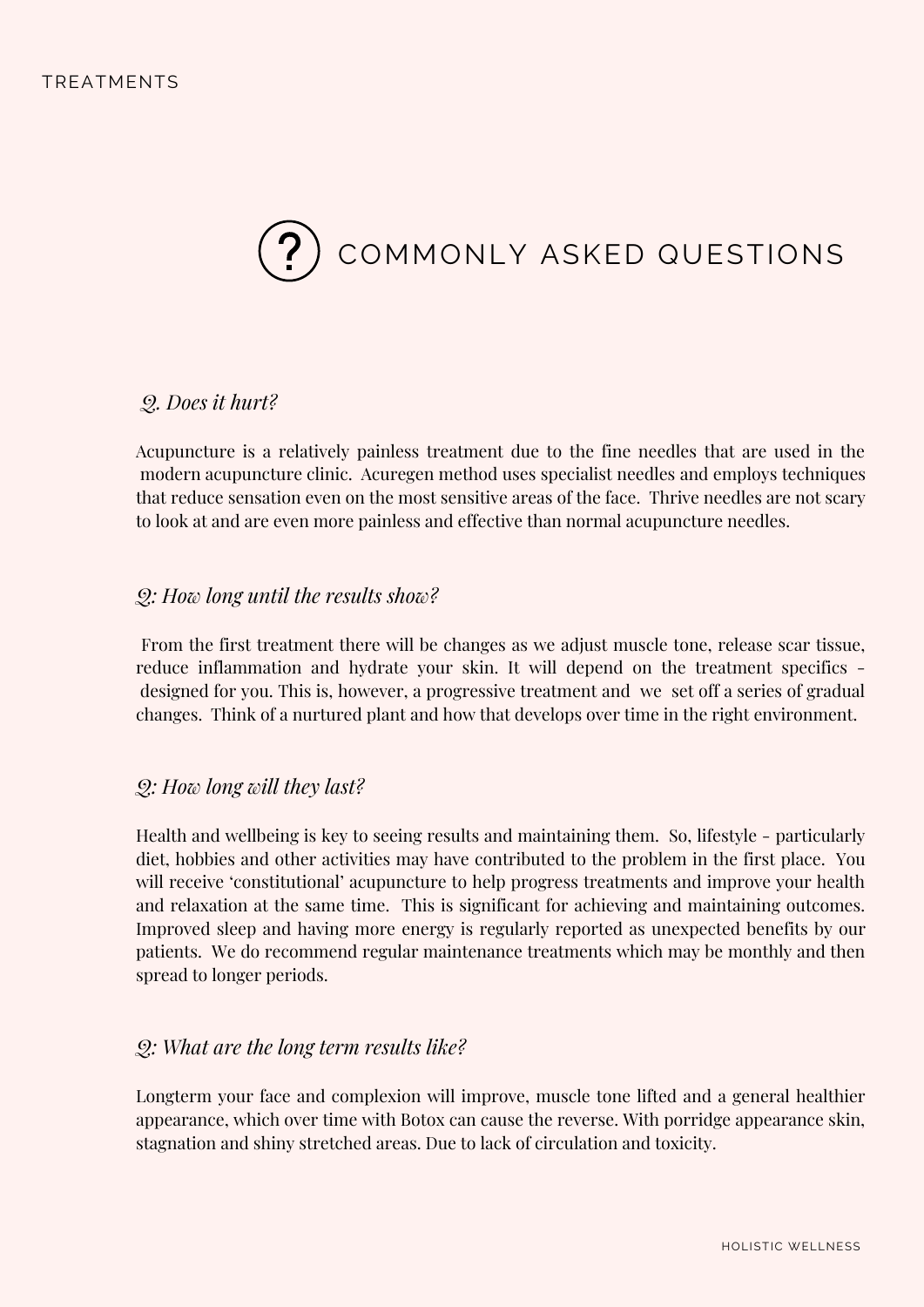TREAMENTS

# COMMONLY ASKED QUESTIONS

*Q. Does it hurt?*

Acupuncture is a relatively painless treatment due to the fine needles that are used in the modern acupuncture clinic. Acuregen method uses specialist needles and employs techniques that reduce sensation even on the most sensitive areas of the face. Thrive needles are not scary to look at and are even more painless and effective than normal acupuncture needles.

*Q: How long until the results show?*

From the first treatment there will be changes as we adjust muscle tone, release scar tissue, reduce inflammation and hydrate your skin. It will depend on the treatment specifics - designed for you. This is, however, a progressive treatment and we set off a series of gradual changes. Think of a nurtured plant and how that develops over time in the right environment.

*Q: How long will they last?*

Health and wellbeing is key to seeing results and maintaining them. So, lifestyle - particularly diet, hobbies and other activities may have contributed to the problem in the first place. You will receive 'constitutional' acupuncture to help progress treatments and improve your health and relaxation at the same time. This is significant for achieving and maintaining outcomes. Improved sleep and having more energy is regularly reported as unexpected benefits by our patients. We do recommend regular maintenance treatments which may be monthly and then spread to longer periods.

*Q: What are the long term results like?*

Longterm your face and complexion will improve, muscle tone lifted and a general healthier appearance, which over time with Botox can cause the reverse. With porridge appearance skin, stagnation and shiny stretched areas. Due to lack of circulation and toxicity.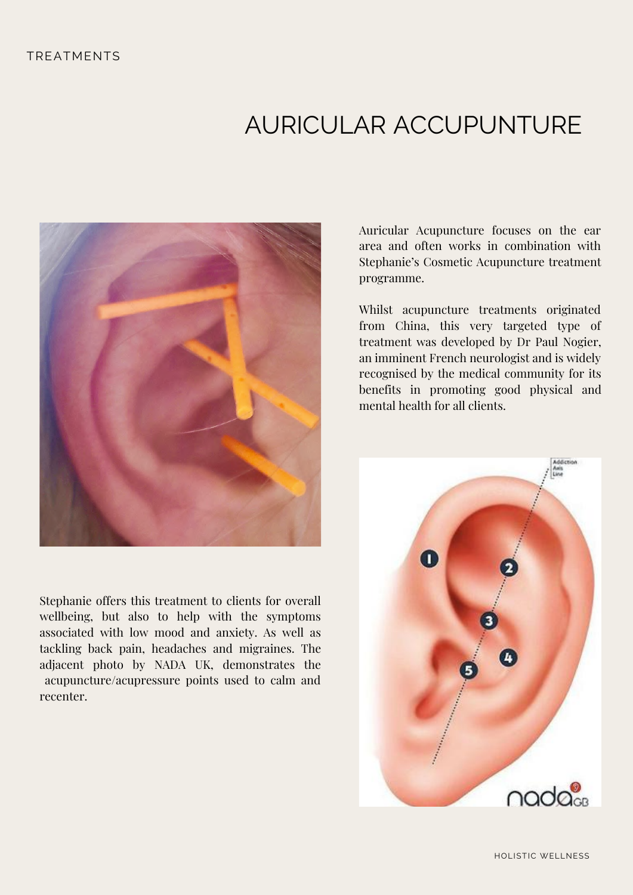TREATMENTS

# AURICULAR ACCUPUNTURE

Auricular Acupuncture focuses on the ear area and often works in combination with Stephanie's Cosmetic Acupuncture treatment programme.

Whilst acupuncture treatments originated from China, this very targeted type of treatment was developed by Dr Paul Nogier, an imminent French neurologist and is widely recognised by the medical community for its benefits in promoting good physical and mental health for all clients.

Stephanie offers this treatment to clients for overall wellbeing, but also to help with the symptoms associated with low mood and anxiety. As well as tackling back pain, headaches and migraines. The adjacent photo by NADA UK, demonstrates the acupuncture/acupressure points used to calm and recenter.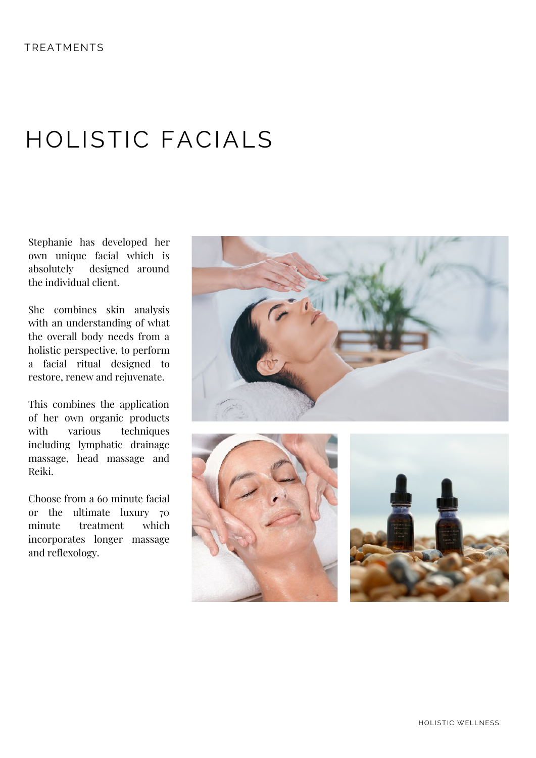TREATMENTS

# HOLISTIC FACIALS

Stephanie has developed her own unique facial which is absolutely designed around the individual client.

She combines skin analysis with an understanding of what the overall body needs from a holistic perspective, to perform a facial ritual designed to restore, renew and rejuvenate.

This combines the application of her own organic products with various techniques including lymphatic drainage massage, head massage and Reiki.

Choose from a 60 minute facial or the ultimate luxury 70 minute treatment which incorporates longer massage and reflexology.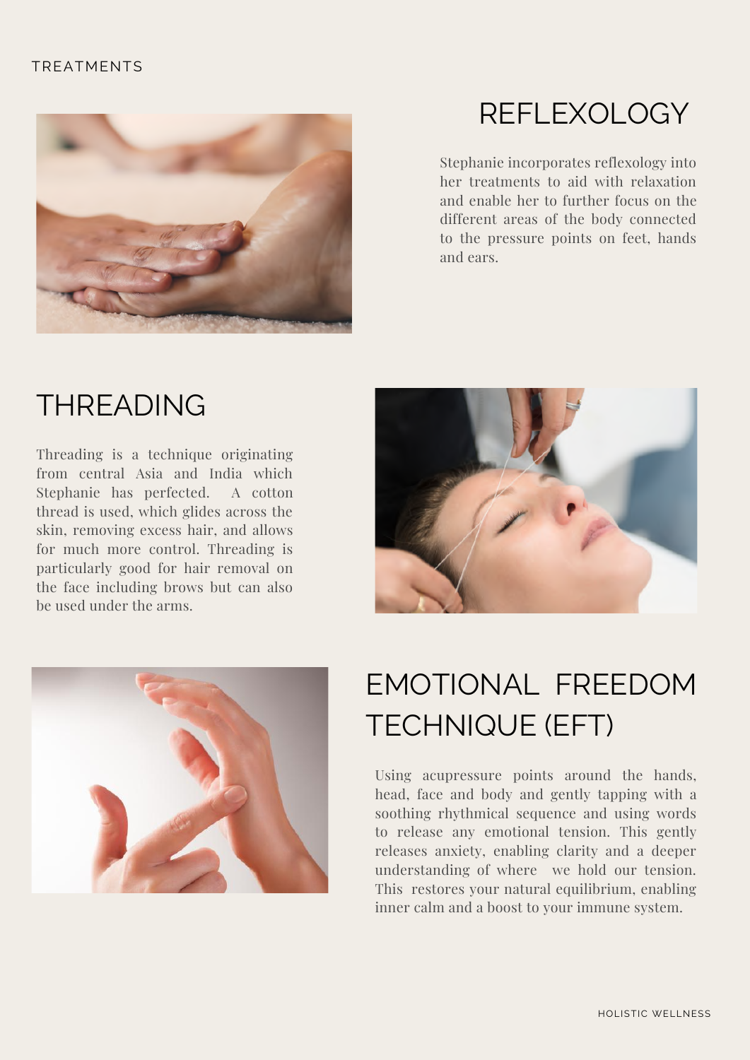TREATMENTS

## REFLEXOLOGY

Stephanie incorporates reflexology into her treatments to aid with relaxation and enable her to further focus on the different areas of the body connected to the pressure points on feet, hands and ears.

## THREADING

Threading is a technique originating from central Asia and India which Stephanie has perfected. A cotton thread is used, which glides across the skin, removing excess hair, and allows for much more control. Threading is particularly good for hair removal on the face including brows but can also be used under the arms.

## EMOTIONAL FREEDOM TECHNIQUE (EFT)

Using acupressure points around the hands, head, face and body and gently tapping with a soothing rhythmical sequence and using words to release any emotional tension. This gently releases anxiety, enabling clarity and a deeper understanding of where we hold our tension. This restores your natural equilibrium, enabling inner calm and a boost to your immune system.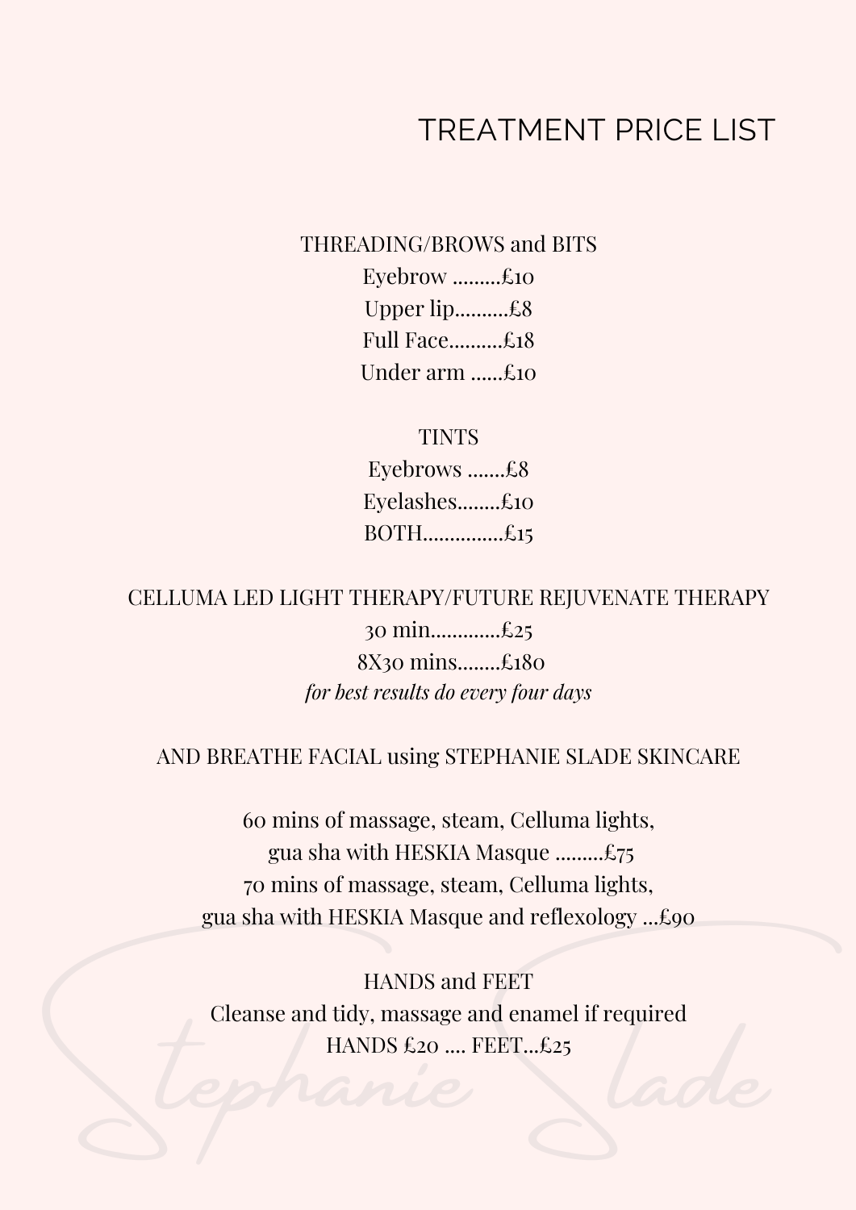# TREATMENT PRICE LIST

## THREADING/BROWS and BITS

Eyebrow .........£10

Upper lip..........£8

Full Face..........£18

Under arm ......£10

## TINTS

Eyebrows .......£8

Eyelashes........£10

BOTH...............£15

## CELLUMA LED LIGHT THERAPY/FUTURE REJUVENATE THERAPY

30 min.............£25

8X30 mins........£180

*for best results do every four days*

## AND BREATHE FACIAL using STEPHANIE SLADE SKINCARE

60 mins of massage, steam, Celluma lights, gua sha with HESKIA Masque .........£75

70 mins of massage, steam, Celluma lights, gua sha with HESKIA Masque and reflexology ...£90

## HANDS and FEET

Cleanse and tidy, massage and enamel if required

HANDS £20 .... FEET...£25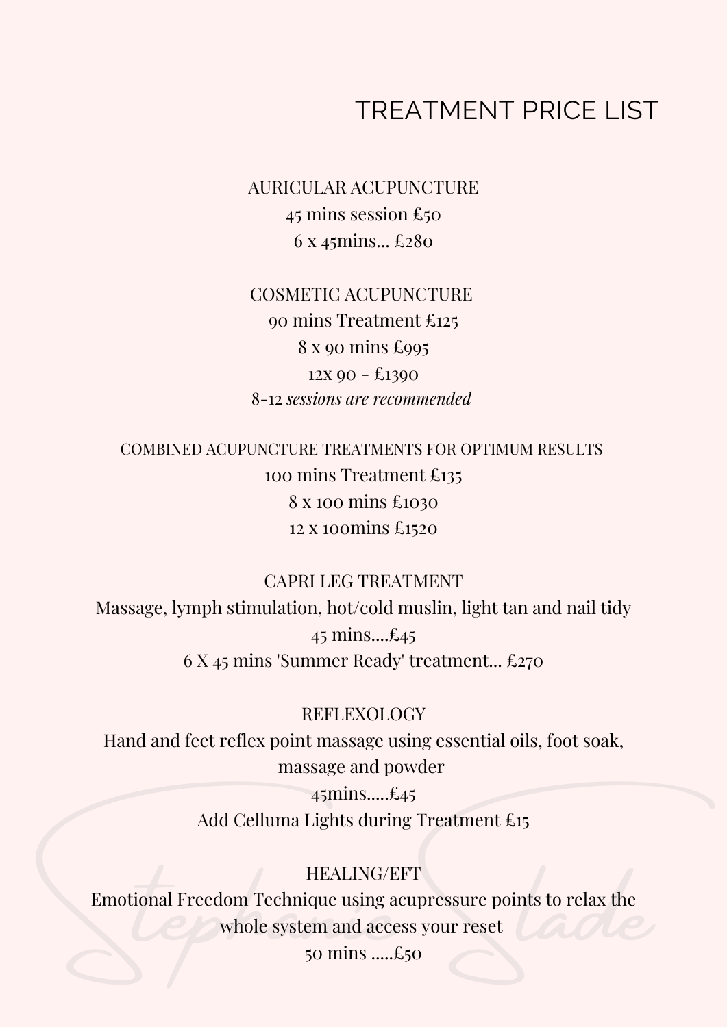# TREATMENT PRICE LIST

## AURICULAR ACUPUNCTURE

45 mins session £50

6 x 45mins... £280

## COSMETIC ACUPUNCTURE

90 mins Treatment £125

8 x 90 mins £995

12x 90 - £1390

8-12 *sessions are recommended*

## COMBINED ACUPUNCTURE TREATMENTS FOR OPTIMUM RESULTS

100 mins Treatment £135

8 x 100 mins £1030

12 x 100mins £1520

## CAPRI LEG TREATMENT

Massage, lymph stimulation, hot/cold muslin, light tan and nail tidy

45 mins....£45

6 X 45 mins 'Summer Ready' treatment... £270

## REFLEXOLOGY

Hand and feet reflex point massage using essential oils, foot soak, massage and powder

45mins.....£45

Add Celluma Lights during Treatment £15

## HEALING/EFT

Emotional Freedom Technique using acupressure points to relax the whole system and access your reset

50 mins .....£50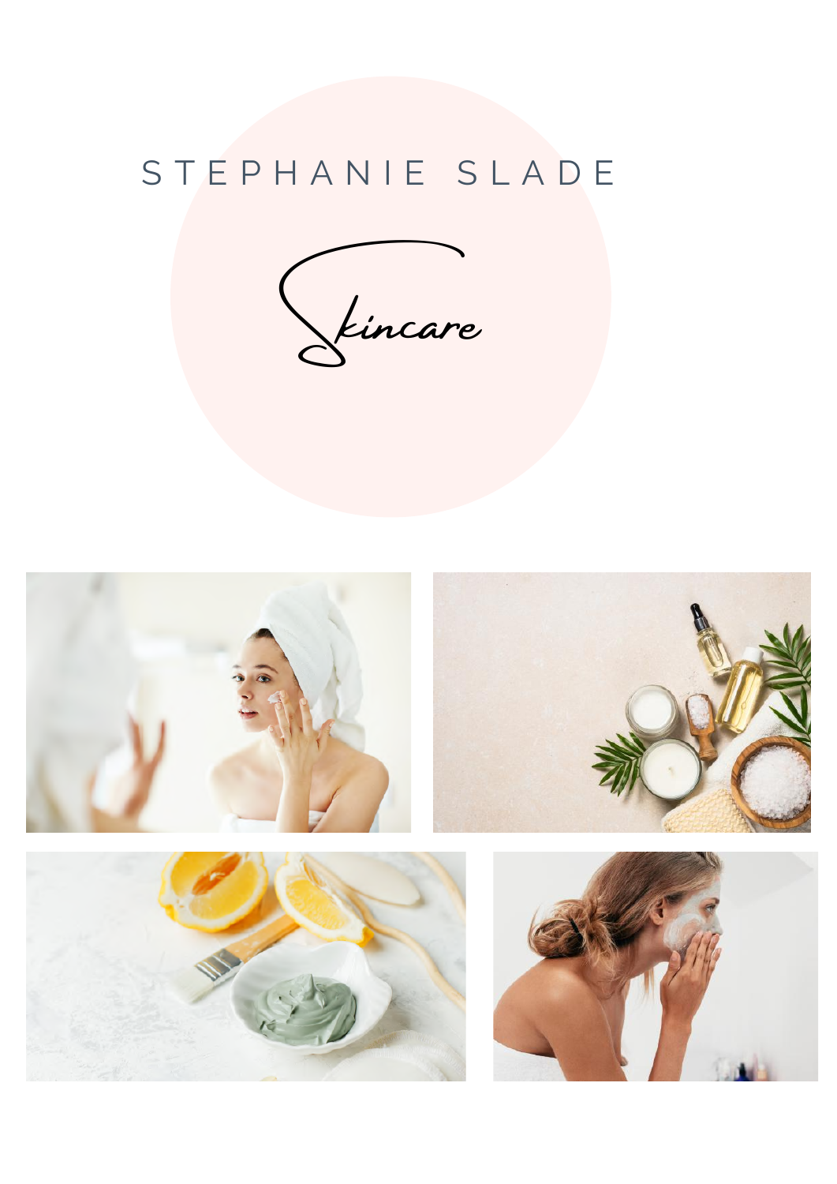# STEPHANIE SLADE

## Skincare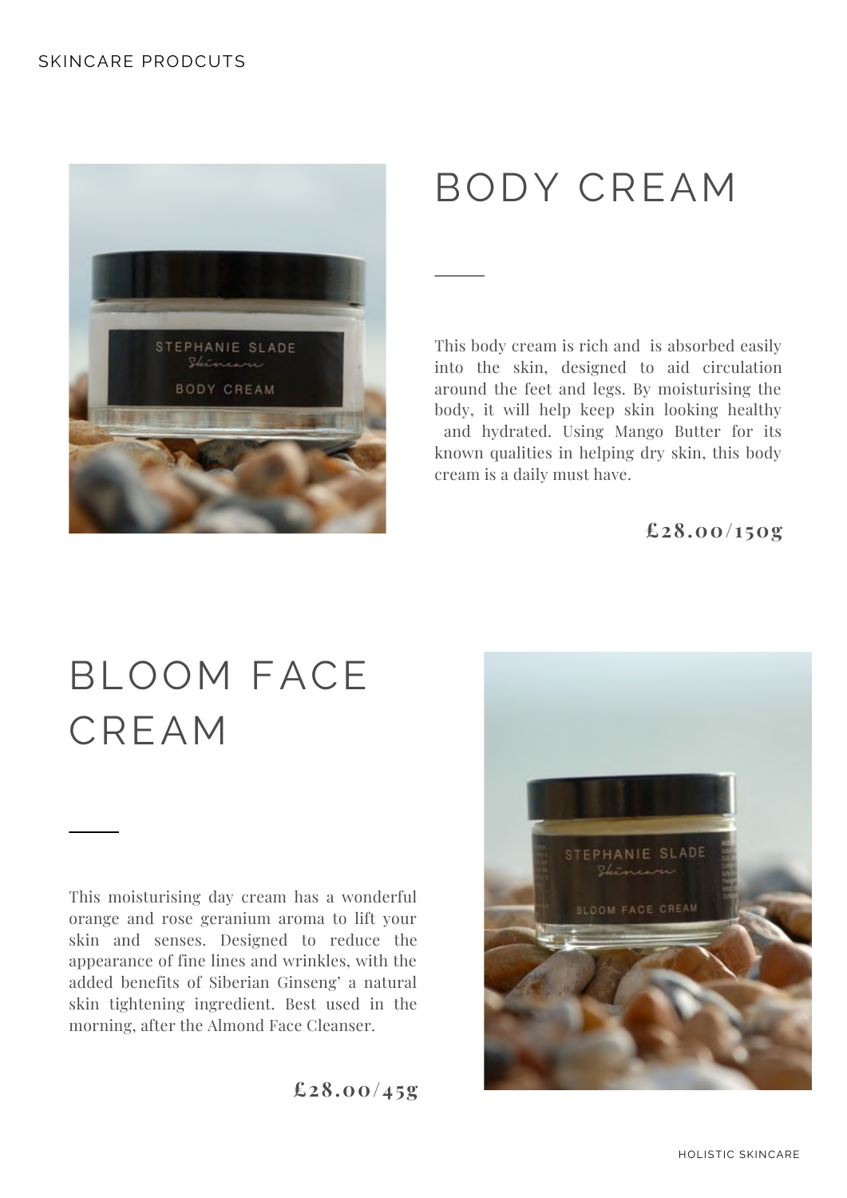## BODY CREAM

This body cream is rich and is absorbed easily into the skin, designed to aid circulation around the feet and legs. By moisturising the body, it will help keep skin looking healthy and hydrated. Using Mango Butter for its known qualities in helping dry skin, this body cream is a daily must have.

**£28.00/150g**

## BLOOM FACE CREAM

This moisturising day cream has a wonderful orange and rose geranium aroma to lift your skin and senses. Designed to reduce the appearance of fine lines and wrinkles, with the added benefits of Siberian Ginseng' a natural skin tightening ingredient. Best used in the morning, after the Almond Face Cleanser.

**£28.00/45g**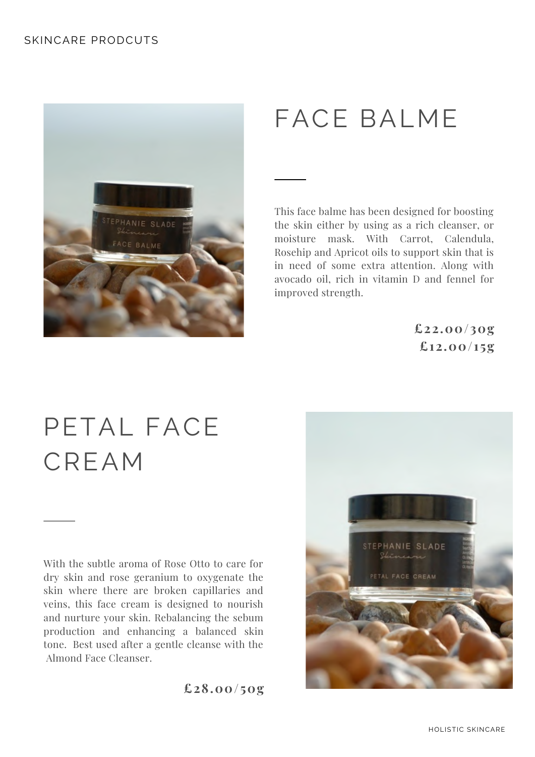# FACE BALME

This face balme has been designed for boosting the skin either by using as a rich cleanser, or moisture mask. With Carrot, Calendula, Rosehip and Apricot oils to support skin that is in need of some extra attention. Along with avocado oil, rich in vitamin D and fennel for improved strength.

**£22.00/30g**
**£12.00/15g**

# PETAL FACE CREAM

With the subtle aroma of Rose Otto to care for dry skin and rose geranium to oxygenate the skin where there are broken capillaries and veins, this face cream is designed to nourish and nurture your skin. Rebalancing the sebum production and enhancing a balanced skin tone. Best used after a gentle cleanse with the Almond Face Cleanser.

**£28.00/50g**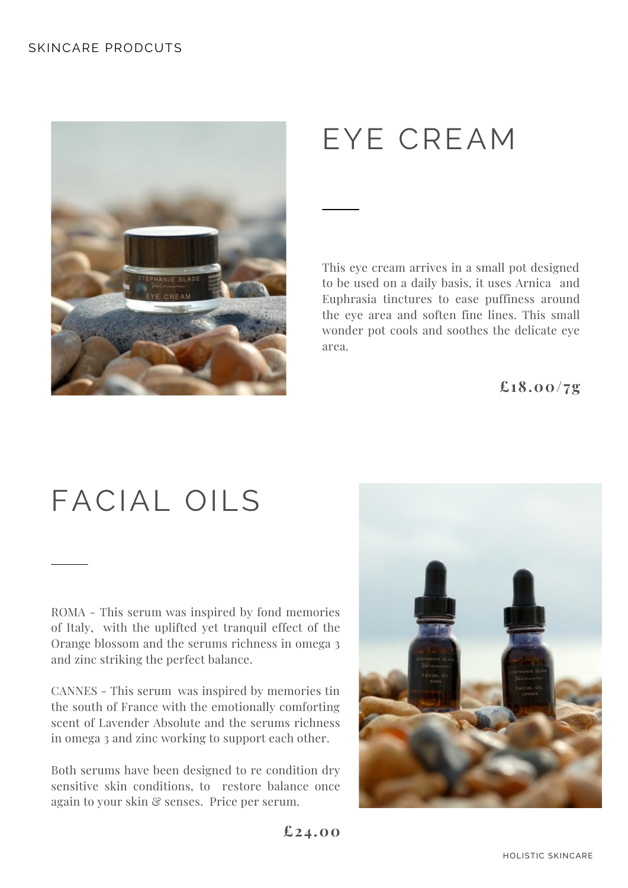SKINCARE PRODCUTS

# EYE CREAM

This eye cream arrives in a small pot designed to be used on a daily basis, it uses Arnica and Euphrasia tinctures to ease puffiness around the eye area and soften fine lines. This small wonder pot cools and soothes the delicate eye area.

**£18.00/7g**

# FACIAL OILS

ROMA - This serum was inspired by fond memories of Italy, with the uplifted yet tranquil effect of the Orange blossom and the serums richness in omega 3 and zinc striking the perfect balance.

CANNES - This serum was inspired by memories tin the south of France with the emotionally comforting scent of Lavender Absolute and the serums richness in omega 3 and zinc working to support each other.

Both serums have been designed to re condition dry sensitive skin conditions, to restore balance once again to your skin & senses. Price per serum.

**£24.00**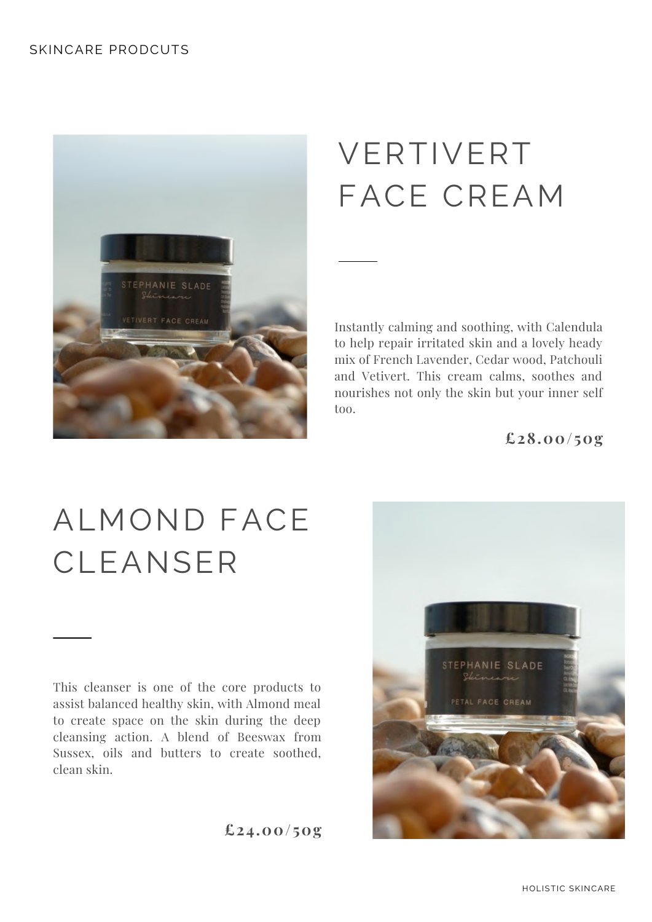# VERTIVERT FACE CREAM

Instantly calming and soothing, with Calendula to help repair irritated skin and a lovely heady mix of French Lavender, Cedar wood, Patchouli and Vetivert. This cream calms, soothes and nourishes not only the skin but your inner self too.

**£28.00/50g**

# ALMOND FACE CLEANSER

This cleanser is one of the core products to assist balanced healthy skin, with Almond meal to create space on the skin during the deep cleansing action. A blend of Beeswax from Sussex, oils and butters to create soothed, clean skin.

**£24.00/50g**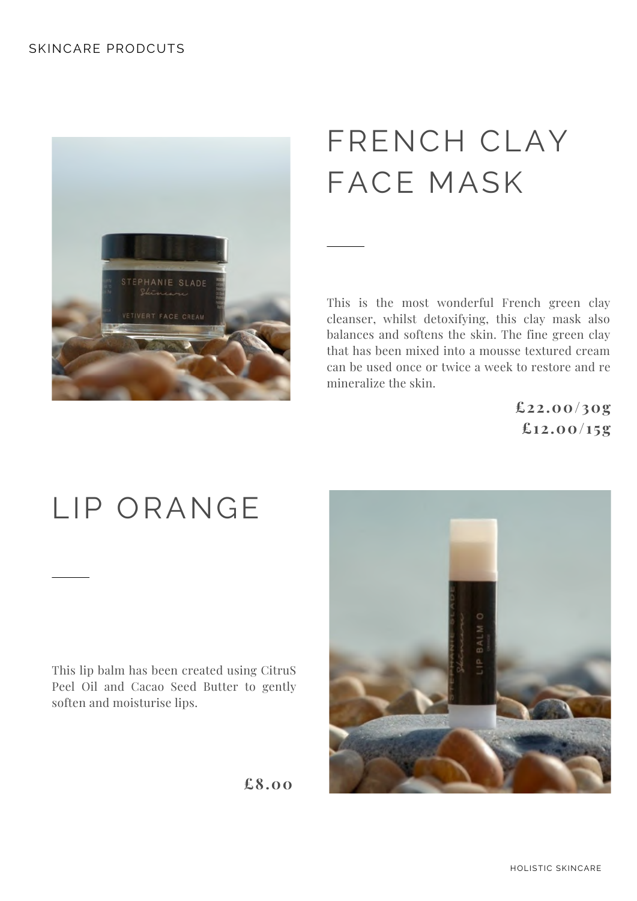SKINCARE PRODCUTS

# FRENCH CLAY FACE MASK

This is the most wonderful French green clay cleanser, whilst detoxifying, this clay mask also balances and softens the skin. The fine green clay that has been mixed into a mousse textured cream can be used once or twice a week to restore and re mineralize the skin.

**£22.00/30g**
**£12.00/15g**

# LIP ORANGE

This lip balm has been created using CitruS Peel Oil and Cacao Seed Butter to gently soften and moisturise lips.

**£8.00**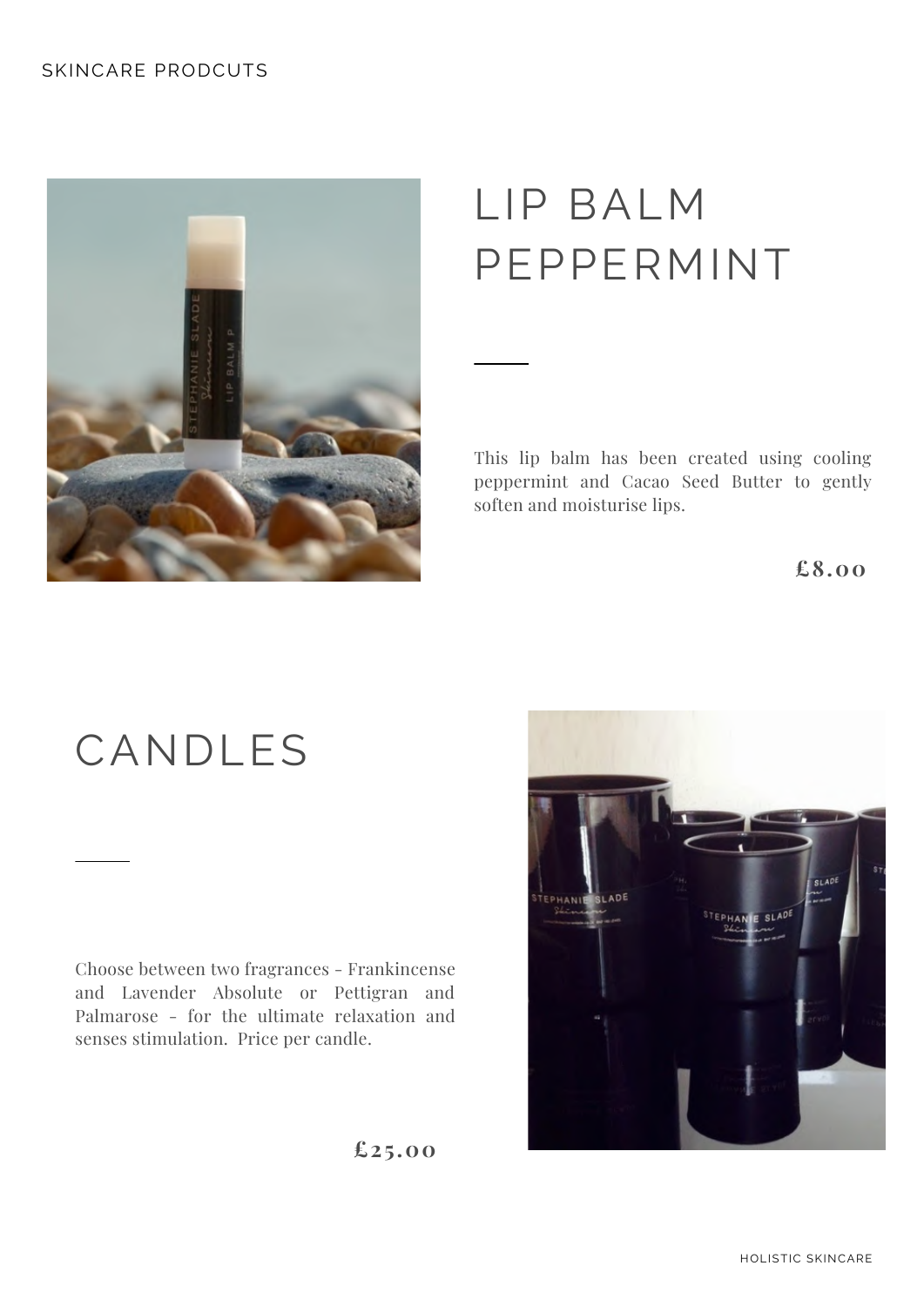# LIP BALM PEPPERMINT

This lip balm has been created using cooling peppermint and Cacao Seed Butter to gently soften and moisturise lips.

**£8.00**

# CANDLES

Choose between two fragrances - Frankincense and Lavender Absolute or Pettigran and Palmarose - for the ultimate relaxation and senses stimulation. Price per candle.

**£25.00**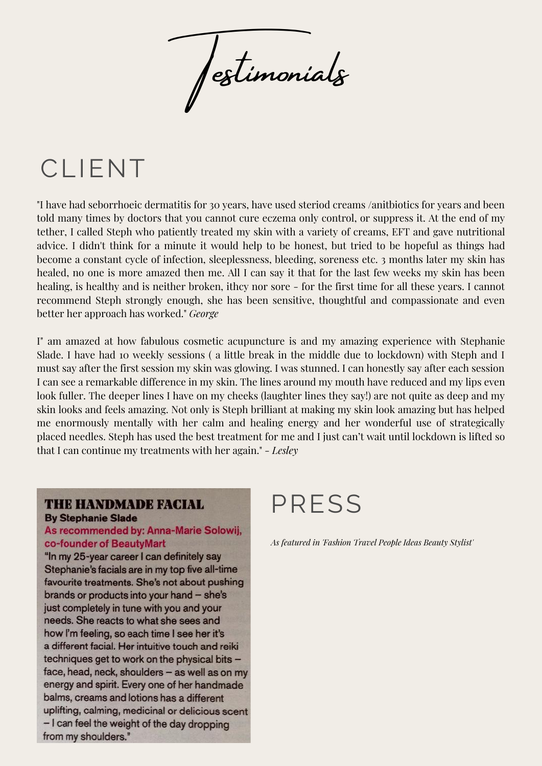# Testimonials

## CLIENT

"I have had seborrhoeic dermatitis for 30 years, have used steriod creams /anitbiotics for years and been told many times by doctors that you cannot cure eczema only control, or suppress it. At the end of my tether, I called Steph who patiently treated my skin with a variety of creams, EFT and gave nutritional advice. I didn't think for a minute it would help to be honest, but tried to be hopeful as things had become a constant cycle of infection, sleeplessness, bleeding, soreness etc. 3 months later my skin has healed, no one is more amazed then me. All I can say it that for the last few weeks my skin has been healing, is healthy and is neither broken, ithcy nor sore - for the first time for all these years. I cannot recommend Steph strongly enough, she has been sensitive, thoughtful and compassionate and even better her approach has worked." *George*

I" am amazed at how fabulous cosmetic acupuncture is and my amazing experience with Stephanie Slade. I have had 10 weekly sessions ( a little break in the middle due to lockdown) with Steph and I must say after the first session my skin was glowing. I was stunned. I can honestly say after each session I can see a remarkable difference in my skin. The lines around my mouth have reduced and my lips even look fuller. The deeper lines I have on my cheeks (laughter lines they say!) are not quite as deep and my skin looks and feels amazing. Not only is Steph brilliant at making my skin look amazing but has helped me enormously mentally with her calm and healing energy and her wonderful use of strategically placed needles. Steph has used the best treatment for me and I just can't wait until lockdown is lifted so that I can continue my treatments with her again." - *Lesley*

**THE HANDMADE FACIAL**
**By Stephanie Slade**
**As recommended by: Anna-Marie Solowij, co-founder of BeautyMart**
"In my 25-year career I can definitely say Stephanie's facials are in my top five all-time favourite treatments. She's not about pushing brands or products into your hand – she's just completely in tune with you and your needs. She reacts to what she sees and how I'm feeling, so each time I see her it's a different facial. Her intuitive touch and reiki techniques get to work on the physical bits – face, head, neck, shoulders – as well as on my energy and spirit. Every one of her handmade balms, creams and lotions has a different uplifting, calming, medicinal or delicious scent – I can feel the weight of the day dropping from my shoulders."

## PRESS

*As featured in 'Fashion Travel People Ideas Beauty Stylist'*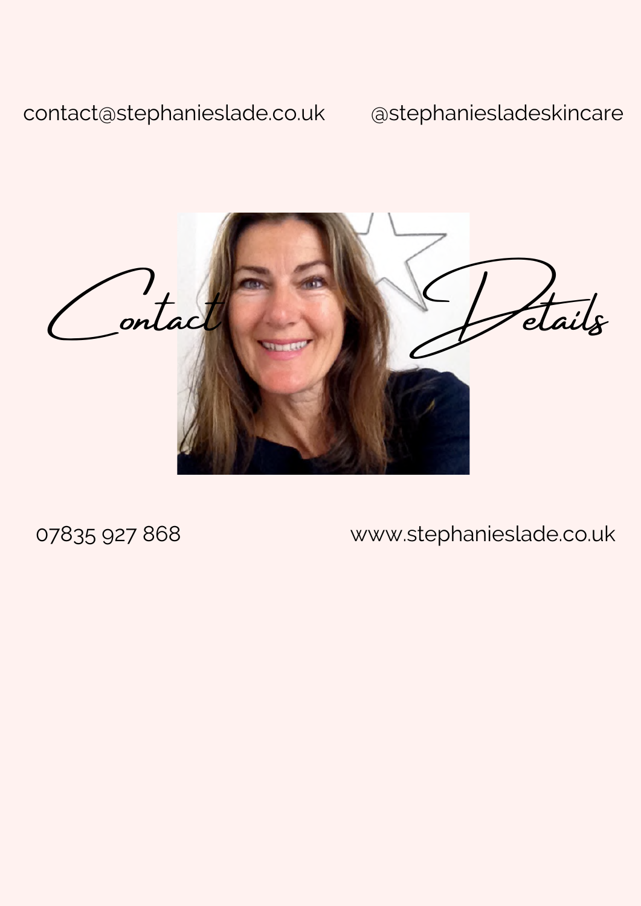contact@stephanieslade.co.uk

@stephaniesladeskincare

# Contact Details

07835 927 868

www.stephanieslade.co.uk